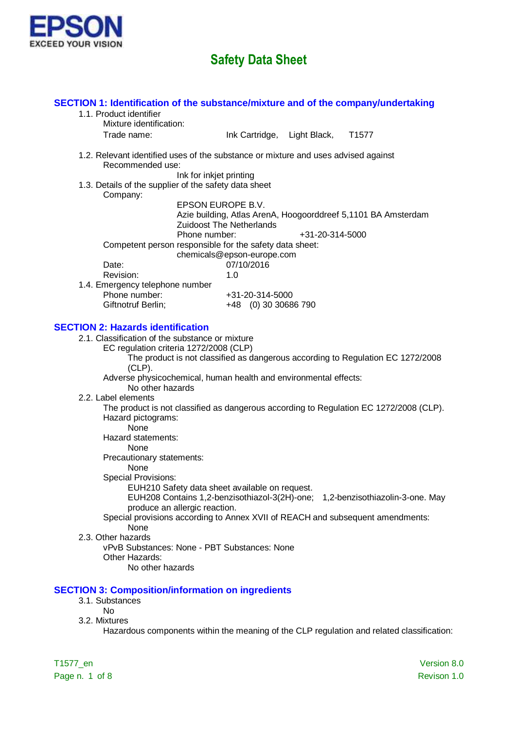EPSON
EXCEED YOUR VISION

# Safety Data Sheet

## SECTION 1: Identification of the substance/mixture and of the company/undertaking

1.1. Product identifier

Mixture identification:

Trade name: Ink Cartridge, Light Black, T1577

1.2. Relevant identified uses of the substance or mixture and uses advised against

Recommended use:

Ink for inkjet printing

1.3. Details of the supplier of the safety data sheet

Company:

EPSON EUROPE B.V.
Azie building, Atlas ArenA, Hoogoorddreef 5,1101 BA Amsterdam Zuidoost The Netherlands
Phone number: +31-20-314-5000

Competent person responsible for the safety data sheet:

chemicals@epson-europe.com

Date: 07/10/2016

Revision: 1.0

1.4. Emergency telephone number

Phone number: +31-20-314-5000

Giftnotruf Berlin; +48 (0) 30 30686 790

## SECTION 2: Hazards identification

2.1. Classification of the substance or mixture

EC regulation criteria 1272/2008 (CLP)

The product is not classified as dangerous according to Regulation EC 1272/2008 (CLP).

Adverse physicochemical, human health and environmental effects:

No other hazards

2.2. Label elements

The product is not classified as dangerous according to Regulation EC 1272/2008 (CLP).

Hazard pictograms:

None

Hazard statements:

None

Precautionary statements:

None

Special Provisions:

EUH210 Safety data sheet available on request.
EUH208 Contains 1,2-benzisothiazol-3(2H)-one; 1,2-benzisothiazolin-3-one. May produce an allergic reaction.

Special provisions according to Annex XVII of REACH and subsequent amendments:

None

2.3. Other hazards

vPvB Substances: None - PBT Substances: None

Other Hazards:

No other hazards

## SECTION 3: Composition/information on ingredients

3.1. Substances

No

3.2. Mixtures

Hazardous components within the meaning of the CLP regulation and related classification: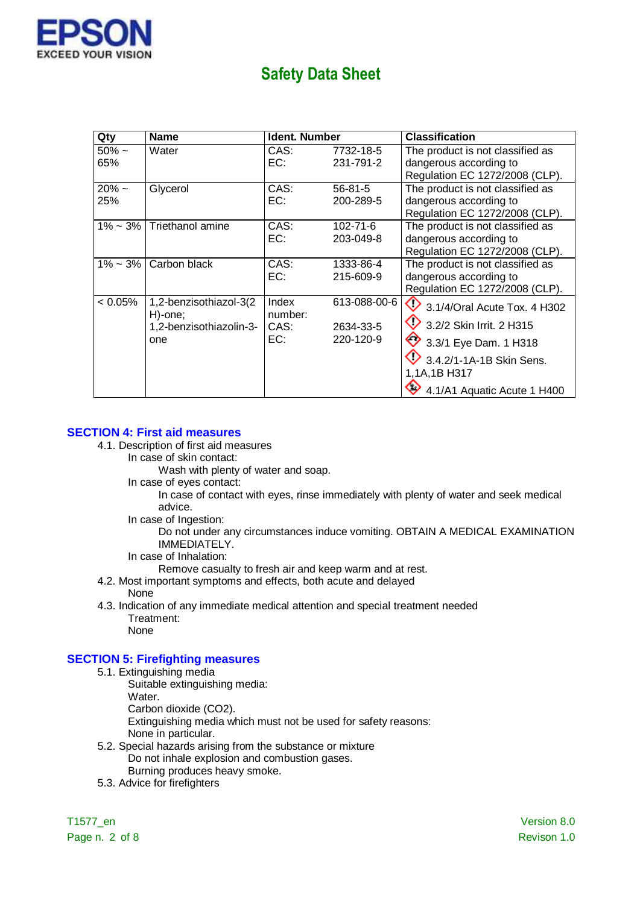| Qty | Name | Ident. Number | | Classification |
|---|---|---|---|---|
| 50% ~ 65% | Water | CAS:<br>EC: | 7732-18-5<br>231-791-2 | The product is not classified as dangerous according to Regulation EC 1272/2008 (CLP). |
| 20% ~ 25% | Glycerol | CAS:<br>EC: | 56-81-5<br>200-289-5 | The product is not classified as dangerous according to Regulation EC 1272/2008 (CLP). |
| 1% ~ 3% | Triethanol amine | CAS:<br>EC: | 102-71-6<br>203-049-8 | The product is not classified as dangerous according to Regulation EC 1272/2008 (CLP). |
| 1% ~ 3% | Carbon black | CAS:<br>EC: | 1333-86-4<br>215-609-9 | The product is not classified as dangerous according to Regulation EC 1272/2008 (CLP). |
| < 0.05% | 1,2-benzisothiazol-3(2H)-one; 1,2-benzisothiazolin-3-one | Index number:<br>CAS:<br>EC: | 613-088-00-6<br>2634-33-5<br>220-120-9 | 3.1/4/Oral Acute Tox. 4 H302<br>3.2/2 Skin Irrit. 2 H315<br>3.3/1 Eye Dam. 1 H318<br>3.4.2/1-1A-1B Skin Sens. 1,1A,1B H317<br>4.1/A1 Aquatic Acute 1 H400 |

## SECTION 4: First aid measures

4.1. Description of first aid measures

In case of skin contact:

Wash with plenty of water and soap.

In case of eyes contact:

In case of contact with eyes, rinse immediately with plenty of water and seek medical advice.

In case of Ingestion:

Do not under any circumstances induce vomiting. OBTAIN A MEDICAL EXAMINATION IMMEDIATELY.

In case of Inhalation:

Remove casualty to fresh air and keep warm and at rest.

4.2. Most important symptoms and effects, both acute and delayed

None

4.3. Indication of any immediate medical attention and special treatment needed

Treatment:

None

## SECTION 5: Firefighting measures

5.1. Extinguishing media

Suitable extinguishing media:

Water.

Carbon dioxide ($CO_2$).

Extinguishing media which must not be used for safety reasons:

None in particular.

5.2. Special hazards arising from the substance or mixture

Do not inhale explosion and combustion gases.

Burning produces heavy smoke.

5.3. Advice for firefighters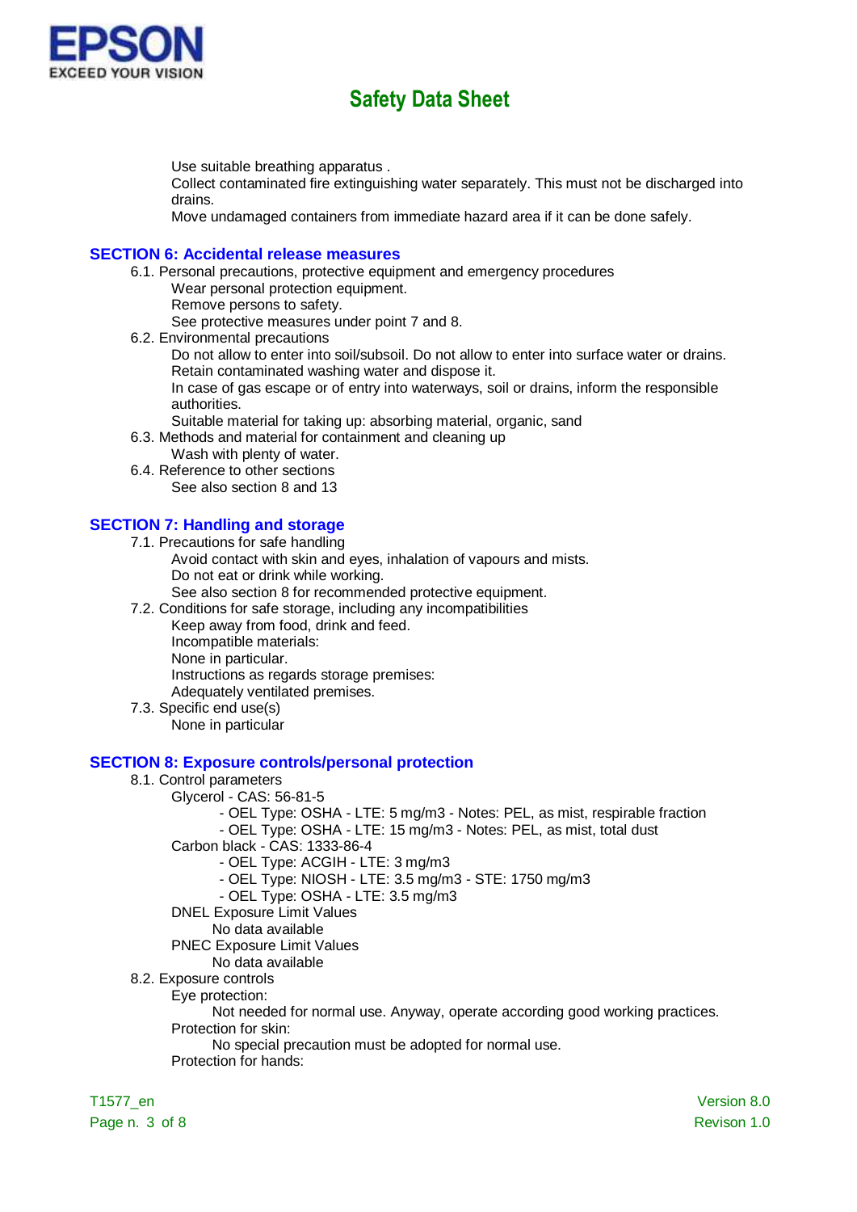Use suitable breathing apparatus .
Collect contaminated fire extinguishing water separately. This must not be discharged into drains.
Move undamaged containers from immediate hazard area if it can be done safely.

## SECTION 6: Accidental release measures

6.1. Personal precautions, protective equipment and emergency procedures
  Wear personal protection equipment.
  Remove persons to safety.
  See protective measures under point 7 and 8.

6.2. Environmental precautions
  Do not allow to enter into soil/subsoil. Do not allow to enter into surface water or drains.
  Retain contaminated washing water and dispose it.
  In case of gas escape or of entry into waterways, soil or drains, inform the responsible authorities.
  Suitable material for taking up: absorbing material, organic, sand

6.3. Methods and material for containment and cleaning up
  Wash with plenty of water.

6.4. Reference to other sections
  See also section 8 and 13

## SECTION 7: Handling and storage

7.1. Precautions for safe handling
  Avoid contact with skin and eyes, inhalation of vapours and mists.
  Do not eat or drink while working.
  See also section 8 for recommended protective equipment.

7.2. Conditions for safe storage, including any incompatibilities
  Keep away from food, drink and feed.
  Incompatible materials:
  None in particular.
  Instructions as regards storage premises:
  Adequately ventilated premises.

7.3. Specific end use(s)
  None in particular

## SECTION 8: Exposure controls/personal protection

8.1. Control parameters
  Glycerol - CAS: 56-81-5
  - OEL Type: OSHA - LTE: 5 mg/m3 - Notes: PEL, as mist, respirable fraction
  - OEL Type: OSHA - LTE: 15 mg/m3 - Notes: PEL, as mist, total dust

  Carbon black - CAS: 1333-86-4
  - OEL Type: ACGIH - LTE: 3 mg/m3
  - OEL Type: NIOSH - LTE: 3.5 mg/m3 - STE: 1750 mg/m3
  - OEL Type: OSHA - LTE: 3.5 mg/m3

  DNEL Exposure Limit Values
  No data available

  PNEC Exposure Limit Values
  No data available

8.2. Exposure controls
  Eye protection:
  Not needed for normal use. Anyway, operate according good working practices.
  Protection for skin:
  No special precaution must be adopted for normal use.
  Protection for hands: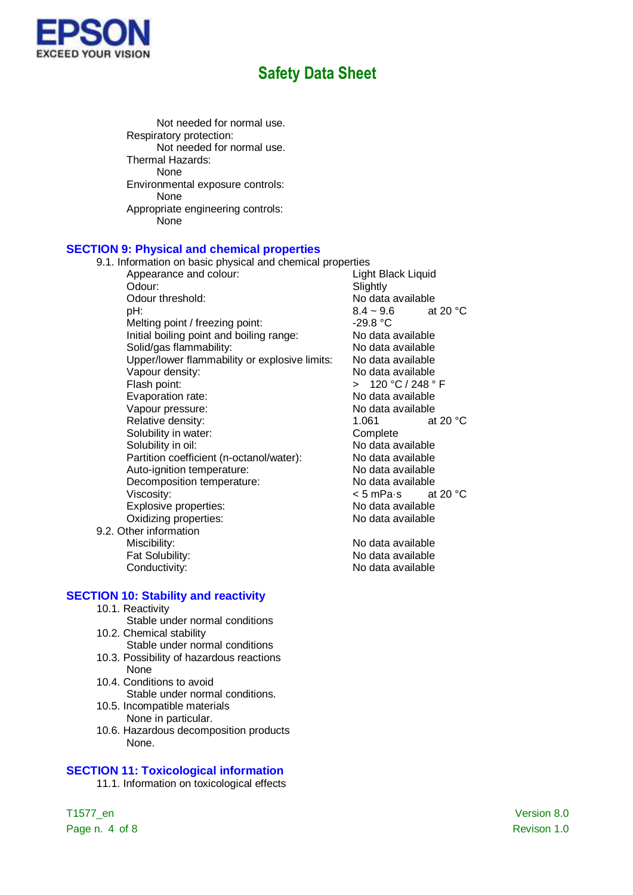Not needed for normal use.

Respiratory protection:

Not needed for normal use.

Thermal Hazards:

None

Environmental exposure controls:

None

Appropriate engineering controls:

None

## SECTION 9: Physical and chemical properties

9.1. Information on basic physical and chemical properties

| Property | Value | Condition |
|---|---|---|
| Appearance and colour: | Light Black Liquid | |
| Odour: | Slightly | |
| Odour threshold: | No data available | |
| pH: | 8.4 ~ 9.6 | at 20 °C |
| Melting point / freezing point: | -29.8 °C | |
| Initial boiling point and boiling range: | No data available | |
| Solid/gas flammability: | No data available | |
| Upper/lower flammability or explosive limits: | No data available | |
| Vapour density: | No data available | |
| Flash point: | > 120 °C / 248 ° F | |
| Evaporation rate: | No data available | |
| Vapour pressure: | No data available | |
| Relative density: | 1.061 | at 20 °C |
| Solubility in water: | Complete | |
| Solubility in oil: | No data available | |
| Partition coefficient (n-octanol/water): | No data available | |
| Auto-ignition temperature: | No data available | |
| Decomposition temperature: | No data available | |
| Viscosity: | < 5 mPa·s | at 20 °C |
| Explosive properties: | No data available | |
| Oxidizing properties: | No data available | |

9.2. Other information

| Property | Value |
|---|---|
| Miscibility: | No data available |
| Fat Solubility: | No data available |
| Conductivity: | No data available |

## SECTION 10: Stability and reactivity

10.1. Reactivity

Stable under normal conditions

10.2. Chemical stability

Stable under normal conditions

10.3. Possibility of hazardous reactions

None

10.4. Conditions to avoid

Stable under normal conditions.

10.5. Incompatible materials

None in particular.

10.6. Hazardous decomposition products

None.

## SECTION 11: Toxicological information

11.1. Information on toxicological effects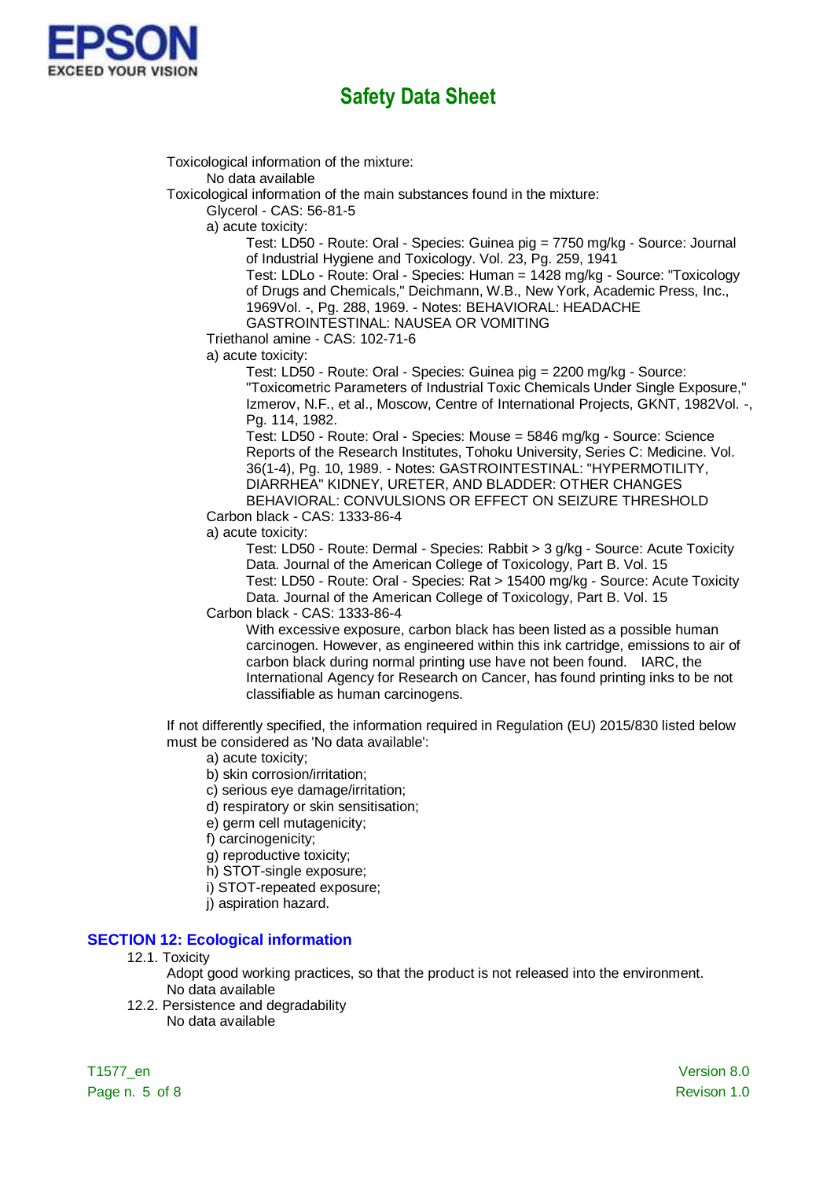Toxicological information of the mixture:

No data available

Toxicological information of the main substances found in the mixture:

Glycerol - CAS: 56-81-5

a) acute toxicity:

Test: LD50 - Route: Oral - Species: Guinea pig = 7750 mg/kg - Source: Journal of Industrial Hygiene and Toxicology. Vol. 23, Pg. 259, 1941

Test: LDLo - Route: Oral - Species: Human = 1428 mg/kg - Source: "Toxicology of Drugs and Chemicals," Deichmann, W.B., New York, Academic Press, Inc., 1969Vol. -, Pg. 288, 1969. - Notes: BEHAVIORAL: HEADACHE GASTROINTESTINAL: NAUSEA OR VOMITING

Triethanol amine - CAS: 102-71-6

a) acute toxicity:

Test: LD50 - Route: Oral - Species: Guinea pig = 2200 mg/kg - Source: "Toxicometric Parameters of Industrial Toxic Chemicals Under Single Exposure," Izmerov, N.F., et al., Moscow, Centre of International Projects, GKNT, 1982Vol. -, Pg. 114, 1982.

Test: LD50 - Route: Oral - Species: Mouse = 5846 mg/kg - Source: Science Reports of the Research Institutes, Tohoku University, Series C: Medicine. Vol. 36(1-4), Pg. 10, 1989. - Notes: GASTROINTESTINAL: "HYPERMOTILITY, DIARRHEA" KIDNEY, URETER, AND BLADDER: OTHER CHANGES BEHAVIORAL: CONVULSIONS OR EFFECT ON SEIZURE THRESHOLD

Carbon black - CAS: 1333-86-4

a) acute toxicity:

Test: LD50 - Route: Dermal - Species: Rabbit > 3 g/kg - Source: Acute Toxicity Data. Journal of the American College of Toxicology, Part B. Vol. 15

Test: LD50 - Route: Oral - Species: Rat > 15400 mg/kg - Source: Acute Toxicity Data. Journal of the American College of Toxicology, Part B. Vol. 15

Carbon black - CAS: 1333-86-4

With excessive exposure, carbon black has been listed as a possible human carcinogen. However, as engineered within this ink cartridge, emissions to air of carbon black during normal printing use have not been found. IARC, the International Agency for Research on Cancer, has found printing inks to be not classifiable as human carcinogens.

If not differently specified, the information required in Regulation (EU) 2015/830 listed below must be considered as 'No data available':

a) acute toxicity;
b) skin corrosion/irritation;
c) serious eye damage/irritation;
d) respiratory or skin sensitisation;
e) germ cell mutagenicity;
f) carcinogenicity;
g) reproductive toxicity;
h) STOT-single exposure;
i) STOT-repeated exposure;
j) aspiration hazard.

## SECTION 12: Ecological information

12.1. Toxicity

Adopt good working practices, so that the product is not released into the environment.

No data available

12.2. Persistence and degradability

No data available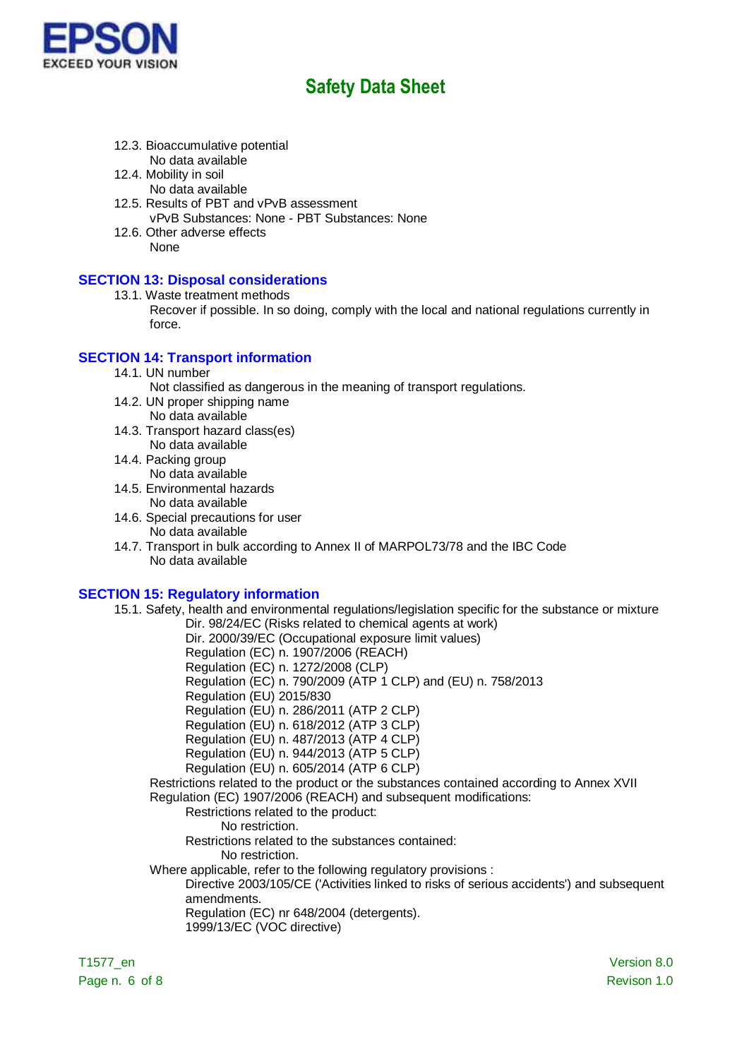12.3. Bioaccumulative potential
: No data available

12.4. Mobility in soil
: No data available

12.5. Results of PBT and vPvB assessment
: vPvB Substances: None - PBT Substances: None

12.6. Other adverse effects
: None

## SECTION 13: Disposal considerations

13.1. Waste treatment methods
: Recover if possible. In so doing, comply with the local and national regulations currently in force.

## SECTION 14: Transport information

14.1. UN number
: Not classified as dangerous in the meaning of transport regulations.

14.2. UN proper shipping name
: No data available

14.3. Transport hazard class(es)
: No data available

14.4. Packing group
: No data available

14.5. Environmental hazards
: No data available

14.6. Special precautions for user
: No data available

14.7. Transport in bulk according to Annex II of MARPOL73/78 and the IBC Code
: No data available

## SECTION 15: Regulatory information

15.1. Safety, health and environmental regulations/legislation specific for the substance or mixture

- Dir. 98/24/EC (Risks related to chemical agents at work)
- Dir. 2000/39/EC (Occupational exposure limit values)
- Regulation (EC) n. 1907/2006 (REACH)
- Regulation (EC) n. 1272/2008 (CLP)
- Regulation (EC) n. 790/2009 (ATP 1 CLP) and (EU) n. 758/2013
- Regulation (EU) 2015/830
- Regulation (EU) n. 286/2011 (ATP 2 CLP)
- Regulation (EU) n. 618/2012 (ATP 3 CLP)
- Regulation (EU) n. 487/2013 (ATP 4 CLP)
- Regulation (EU) n. 944/2013 (ATP 5 CLP)
- Regulation (EU) n. 605/2014 (ATP 6 CLP)

Restrictions related to the product or the substances contained according to Annex XVII Regulation (EC) 1907/2006 (REACH) and subsequent modifications:

- Restrictions related to the product:
  - No restriction.
- Restrictions related to the substances contained:
  - No restriction.

Where applicable, refer to the following regulatory provisions :

- Directive 2003/105/CE ('Activities linked to risks of serious accidents') and subsequent amendments.
- Regulation (EC) nr 648/2004 (detergents).
- 1999/13/EC (VOC directive)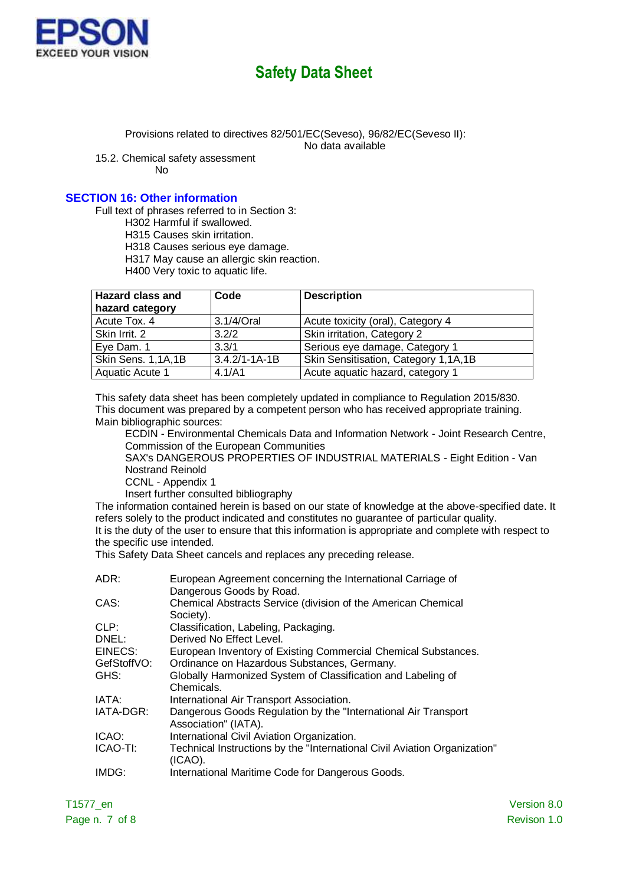Provisions related to directives 82/501/EC(Seveso), 96/82/EC(Seveso II):
No data available

15.2. Chemical safety assessment
No

## SECTION 16: Other information

Full text of phrases referred to in Section 3:

H302 Harmful if swallowed.
H315 Causes skin irritation.
H318 Causes serious eye damage.
H317 May cause an allergic skin reaction.
H400 Very toxic to aquatic life.

| Hazard class and hazard category | Code | Description |
|---|---|---|
| Acute Tox. 4 | 3.1/4/Oral | Acute toxicity (oral), Category 4 |
| Skin Irrit. 2 | 3.2/2 | Skin irritation, Category 2 |
| Eye Dam. 1 | 3.3/1 | Serious eye damage, Category 1 |
| Skin Sens. 1,1A,1B | 3.4.2/1-1A-1B | Skin Sensitisation, Category 1,1A,1B |
| Aquatic Acute 1 | 4.1/A1 | Acute aquatic hazard, category 1 |

This safety data sheet has been completely updated in compliance to Regulation 2015/830.
This document was prepared by a competent person who has received appropriate training.
Main bibliographic sources:

ECDIN - Environmental Chemicals Data and Information Network - Joint Research Centre, Commission of the European Communities
SAX's DANGEROUS PROPERTIES OF INDUSTRIAL MATERIALS - Eight Edition - Van Nostrand Reinold
CCNL - Appendix 1
Insert further consulted bibliography

The information contained herein is based on our state of knowledge at the above-specified date. It refers solely to the product indicated and constitutes no guarantee of particular quality.
It is the duty of the user to ensure that this information is appropriate and complete with respect to the specific use intended.
This Safety Data Sheet cancels and replaces any preceding release.

ADR: European Agreement concerning the International Carriage of Dangerous Goods by Road.
CAS: Chemical Abstracts Service (division of the American Chemical Society).
CLP: Classification, Labeling, Packaging.
DNEL: Derived No Effect Level.
EINECS: European Inventory of Existing Commercial Chemical Substances.
GefStoffVO: Ordinance on Hazardous Substances, Germany.
GHS: Globally Harmonized System of Classification and Labeling of Chemicals.
IATA: International Air Transport Association.
IATA-DGR: Dangerous Goods Regulation by the "International Air Transport Association" (IATA).
ICAO: International Civil Aviation Organization.
ICAO-TI: Technical Instructions by the "International Civil Aviation Organization" (ICAO).
IMDG: International Maritime Code for Dangerous Goods.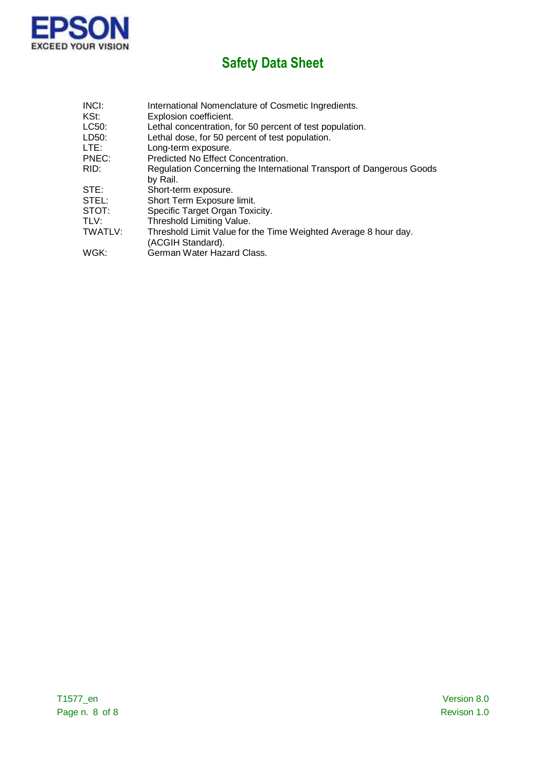| | |
|---|---|
| INCI: | International Nomenclature of Cosmetic Ingredients. |
| KSt: | Explosion coefficient. |
| LC50: | Lethal concentration, for 50 percent of test population. |
| LD50: | Lethal dose, for 50 percent of test population. |
| LTE: | Long-term exposure. |
| PNEC: | Predicted No Effect Concentration. |
| RID: | Regulation Concerning the International Transport of Dangerous Goods by Rail. |
| STE: | Short-term exposure. |
| STEL: | Short Term Exposure limit. |
| STOT: | Specific Target Organ Toxicity. |
| TLV: | Threshold Limiting Value. |
| TWATLV: | Threshold Limit Value for the Time Weighted Average 8 hour day. (ACGIH Standard). |
| WGK: | German Water Hazard Class. |